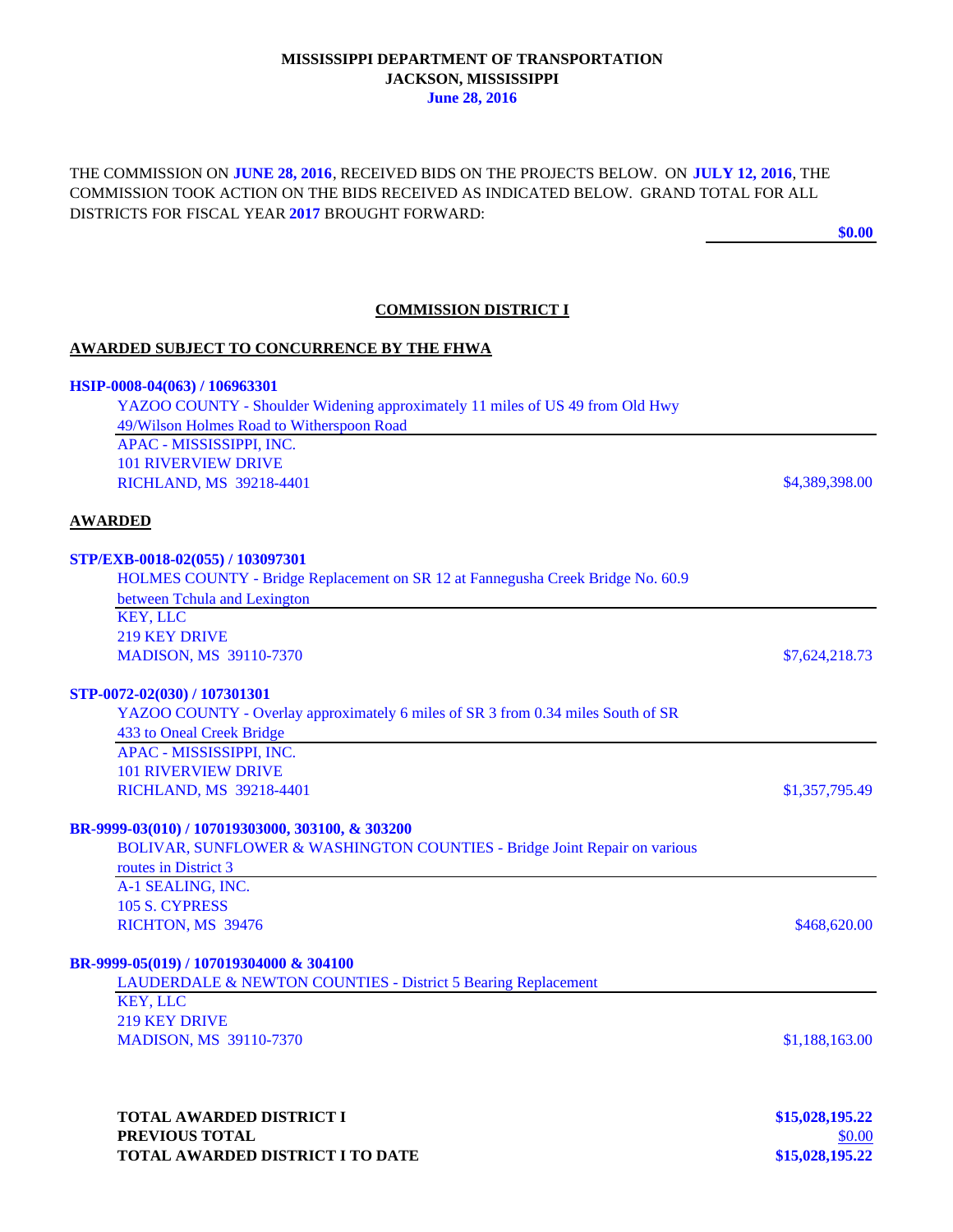**MISSISSIPPI DEPARTMENT OF TRANSPORTATION**
**JACKSON, MISSISSIPPI**
**June 28, 2016**

THE COMMISSION ON **JUNE 28, 2016**, RECEIVED BIDS ON THE PROJECTS BELOW. ON **JULY 12, 2016**, THE COMMISSION TOOK ACTION ON THE BIDS RECEIVED AS INDICATED BELOW. GRAND TOTAL FOR ALL DISTRICTS FOR FISCAL YEAR **2017** BROUGHT FORWARD:

**$0.00**

## COMMISSION DISTRICT I

### AWARDED SUBJECT TO CONCURRENCE BY THE FHWA

**HSIP-0008-04(063) / 106963301**

YAZOO COUNTY - Shoulder Widening approximately 11 miles of US 49 from Old Hwy 49/Wilson Holmes Road to Witherspoon Road

APAC - MISSISSIPPI, INC.
101 RIVERVIEW DRIVE
RICHLAND, MS 39218-4401 — $4,389,398.00

### AWARDED

**STP/EXB-0018-02(055) / 103097301**

HOLMES COUNTY - Bridge Replacement on SR 12 at Fannegusha Creek Bridge No. 60.9 between Tchula and Lexington

KEY, LLC
219 KEY DRIVE
MADISON, MS 39110-7370 — $7,624,218.73

**STP-0072-02(030) / 107301301**

YAZOO COUNTY - Overlay approximately 6 miles of SR 3 from 0.34 miles South of SR 433 to Oneal Creek Bridge

APAC - MISSISSIPPI, INC.
101 RIVERVIEW DRIVE
RICHLAND, MS 39218-4401 — $1,357,795.49

**BR-9999-03(010) / 107019303000, 303100, & 303200**

BOLIVAR, SUNFLOWER & WASHINGTON COUNTIES - Bridge Joint Repair on various routes in District 3

A-1 SEALING, INC.
105 S. CYPRESS
RICHTON, MS 39476 — $468,620.00

**BR-9999-05(019) / 107019304000 & 304100**

LAUDERDALE & NEWTON COUNTIES - District 5 Bearing Replacement

KEY, LLC
219 KEY DRIVE
MADISON, MS 39110-7370 — $1,188,163.00

| | |
|---|---|
| **TOTAL AWARDED DISTRICT I** | **$15,028,195.22** |
| **PREVIOUS TOTAL** | $0.00 |
| **TOTAL AWARDED DISTRICT I TO DATE** | **$15,028,195.22** |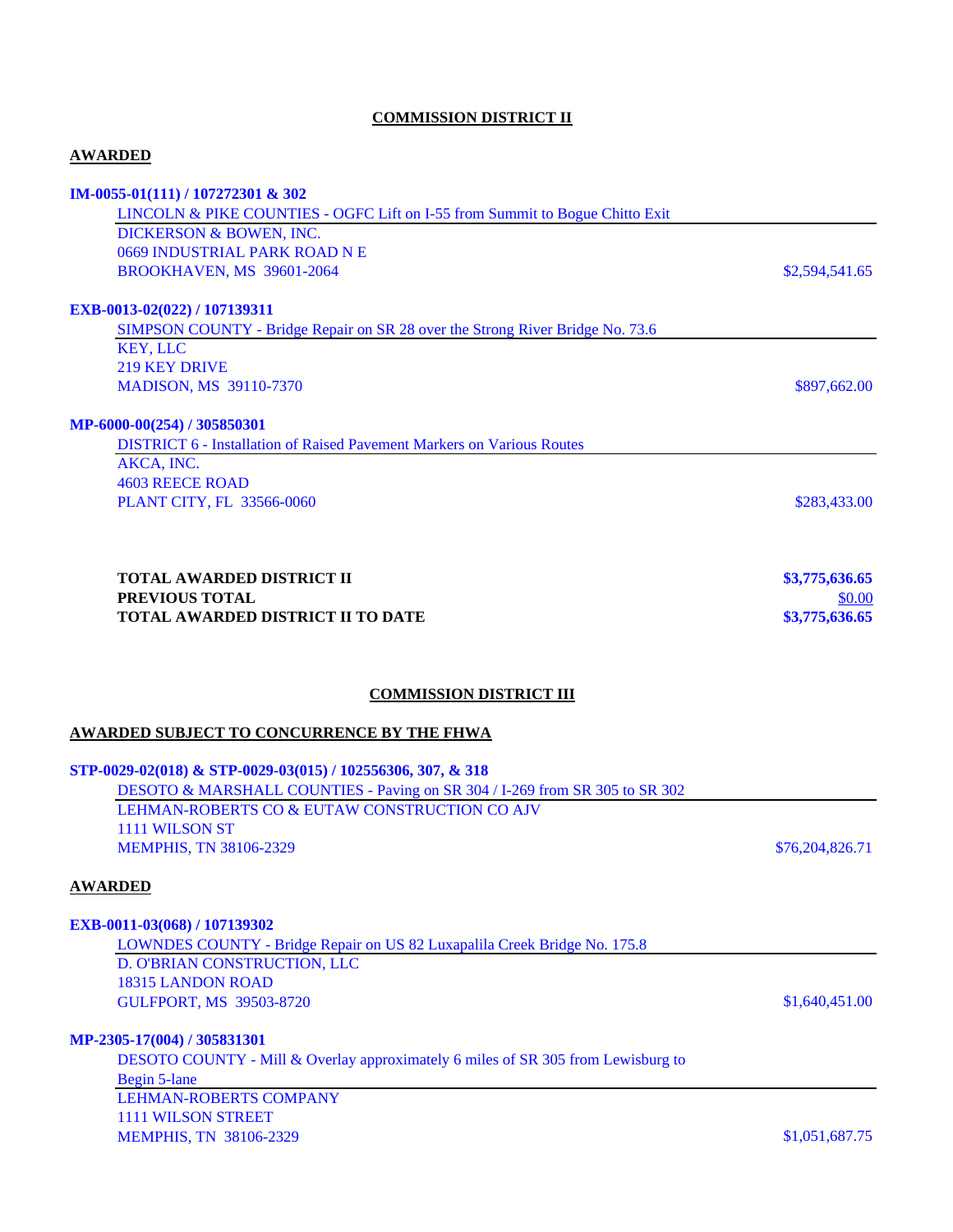## COMMISSION DISTRICT II

### AWARDED

**IM-0055-01(111) / 107272301 & 302**

LINCOLN & PIKE COUNTIES - OGFC Lift on I-55 from Summit to Bogue Chitto Exit
DICKERSON & BOWEN, INC.
0669 INDUSTRIAL PARK ROAD N E
BROOKHAVEN, MS 39601-2064 — $2,594,541.65

**EXB-0013-02(022) / 107139311**

SIMPSON COUNTY - Bridge Repair on SR 28 over the Strong River Bridge No. 73.6
KEY, LLC
219 KEY DRIVE
MADISON, MS 39110-7370 — $897,662.00

**MP-6000-00(254) / 305850301**

DISTRICT 6 - Installation of Raised Pavement Markers on Various Routes
AKCA, INC.
4603 REECE ROAD
PLANT CITY, FL 33566-0060 — $283,433.00

| | |
|---|---|
| **TOTAL AWARDED DISTRICT II** | **$3,775,636.65** |
| **PREVIOUS TOTAL** | $0.00 |
| **TOTAL AWARDED DISTRICT II TO DATE** | **$3,775,636.65** |

## COMMISSION DISTRICT III

### AWARDED SUBJECT TO CONCURRENCE BY THE FHWA

**STP-0029-02(018) & STP-0029-03(015) / 102556306, 307, & 318**

DESOTO & MARSHALL COUNTIES - Paving on SR 304 / I-269 from SR 305 to SR 302
LEHMAN-ROBERTS CO & EUTAW CONSTRUCTION CO AJV
1111 WILSON ST
MEMPHIS, TN 38106-2329 — $76,204,826.71

### AWARDED

**EXB-0011-03(068) / 107139302**

LOWNDES COUNTY - Bridge Repair on US 82 Luxapalila Creek Bridge No. 175.8
D. O'BRIAN CONSTRUCTION, LLC
18315 LANDON ROAD
GULFPORT, MS 39503-8720 — $1,640,451.00

**MP-2305-17(004) / 305831301**

DESOTO COUNTY - Mill & Overlay approximately 6 miles of SR 305 from Lewisburg to Begin 5-lane
LEHMAN-ROBERTS COMPANY
1111 WILSON STREET
MEMPHIS, TN 38106-2329 — $1,051,687.75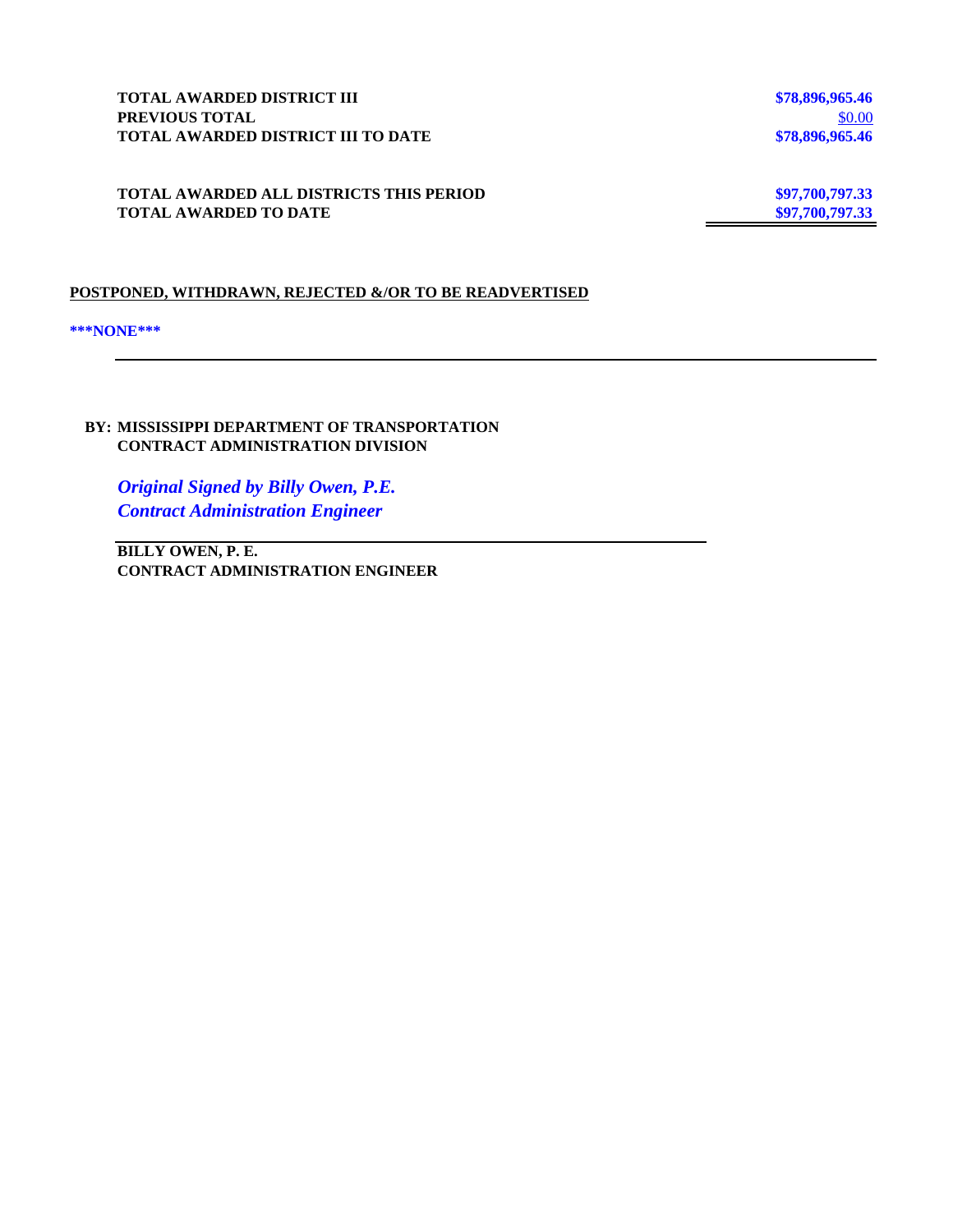| | |
|---|---|
| **TOTAL AWARDED DISTRICT III** | **$78,896,965.46** |
| **PREVIOUS TOTAL** | $0.00 |
| **TOTAL AWARDED DISTRICT III TO DATE** | **$78,896,965.46** |

| | |
|---|---|
| **TOTAL AWARDED ALL DISTRICTS THIS PERIOD** | **$97,700,797.33** |
| **TOTAL AWARDED TO DATE** | **$97,700,797.33** |

**POSTPONED, WITHDRAWN, REJECTED &/OR TO BE READVERTISED**

**\*\*\*NONE\*\*\***

---

**BY: MISSISSIPPI DEPARTMENT OF TRANSPORTATION**
**CONTRACT ADMINISTRATION DIVISION**

***Original Signed by Billy Owen, P.E.***
***Contract Administration Engineer***

---

**BILLY OWEN, P. E.**
**CONTRACT ADMINISTRATION ENGINEER**